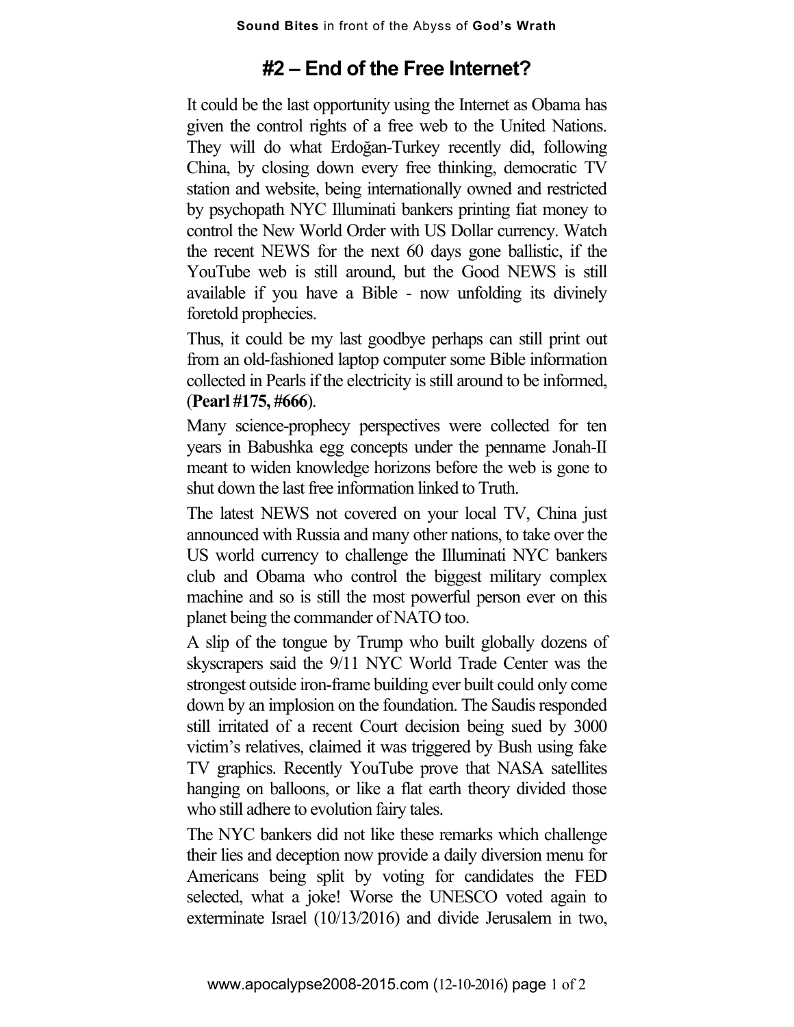# #2 – End of the Free Internet?

It could be the last opportunity using the Internet as Obama has given the control rights of a free web to the United Nations. They will do what Erdoğan-Turkey recently did, following China, by closing down every free thinking, democratic TV station and website, being internationally owned and restricted by psychopath NYC Illuminati bankers printing fiat money to control the New World Order with US Dollar currency. Watch the recent NEWS for the next 60 days gone ballistic, if the YouTube web is still around, but the Good NEWS is still available if you have a Bible - now unfolding its divinely foretold prophecies.

Thus, it could be my last goodbye perhaps can still print out from an old-fashioned laptop computer some Bible information collected in Pearls if the electricity is still around to be informed, (**Pearl #175, #666**).

Many science-prophecy perspectives were collected for ten years in Babushka egg concepts under the penname Jonah-II meant to widen knowledge horizons before the web is gone to shut down the last free information linked to Truth.

The latest NEWS not covered on your local TV, China just announced with Russia and many other nations, to take over the US world currency to challenge the Illuminati NYC bankers club and Obama who control the biggest military complex machine and so is still the most powerful person ever on this planet being the commander of NATO too.

A slip of the tongue by Trump who built globally dozens of skyscrapers said the 9/11 NYC World Trade Center was the strongest outside iron-frame building ever built could only come down by an implosion on the foundation. The Saudis responded still irritated of a recent Court decision being sued by 3000 victim's relatives, claimed it was triggered by Bush using fake TV graphics. Recently YouTube prove that NASA satellites hanging on balloons, or like a flat earth theory divided those who still adhere to evolution fairy tales.

The NYC bankers did not like these remarks which challenge their lies and deception now provide a daily diversion menu for Americans being split by voting for candidates the FED selected, what a joke! Worse the UNESCO voted again to exterminate Israel (10/13/2016) and divide Jerusalem in two,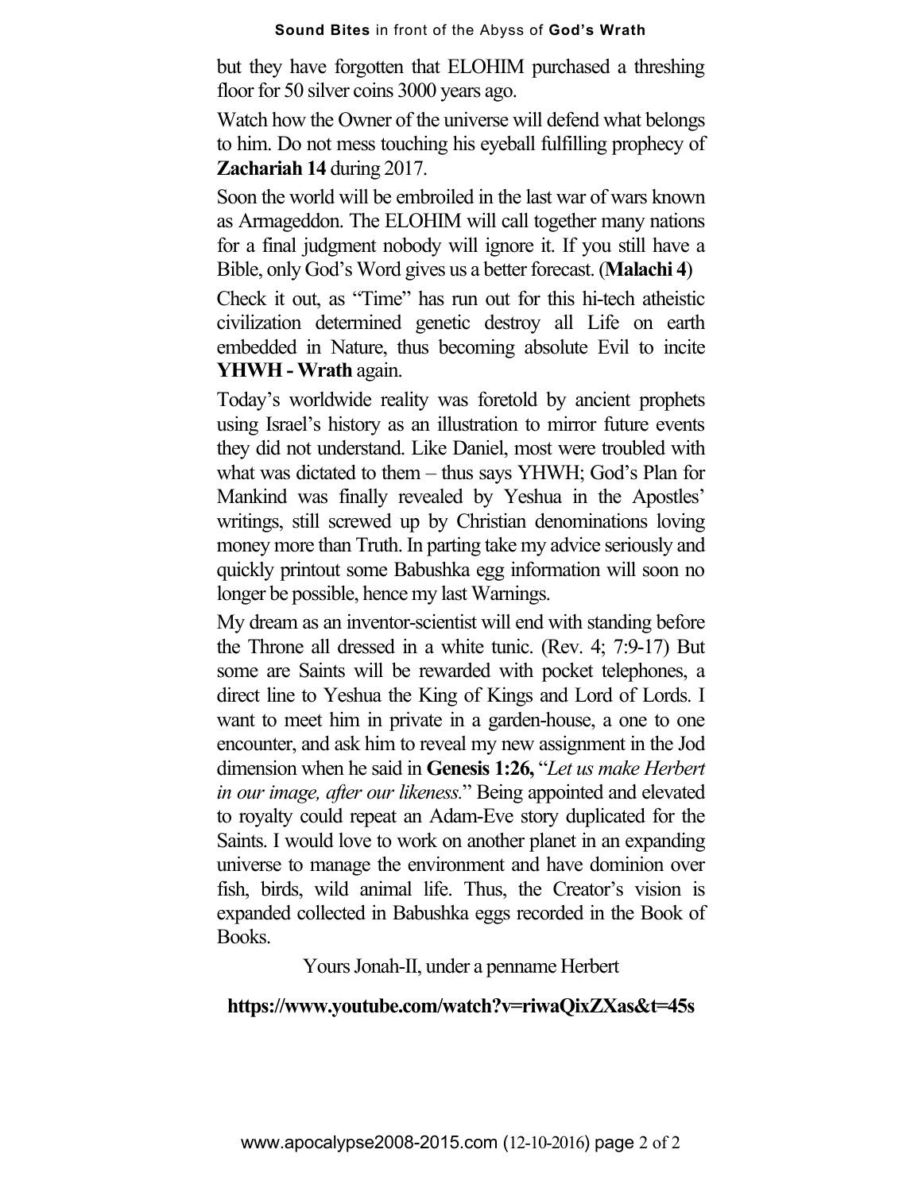but they have forgotten that ELOHIM purchased a threshing floor for 50 silver coins 3000 years ago.

Watch how the Owner of the universe will defend what belongs to him. Do not mess touching his eyeball fulfilling prophecy of **Zachariah 14** during 2017.

Soon the world will be embroiled in the last war of wars known as Armageddon. The ELOHIM will call together many nations for a final judgment nobody will ignore it. If you still have a Bible, only God's Word gives us a better forecast. (**Malachi 4**)

Check it out, as "Time" has run out for this hi-tech atheistic civilization determined genetic destroy all Life on earth embedded in Nature, thus becoming absolute Evil to incite **YHWH - Wrath** again.

Today's worldwide reality was foretold by ancient prophets using Israel's history as an illustration to mirror future events they did not understand. Like Daniel, most were troubled with what was dictated to them – thus says YHWH; God's Plan for Mankind was finally revealed by Yeshua in the Apostles' writings, still screwed up by Christian denominations loving money more than Truth. In parting take my advice seriously and quickly printout some Babushka egg information will soon no longer be possible, hence my last Warnings.

My dream as an inventor-scientist will end with standing before the Throne all dressed in a white tunic. (Rev. 4; 7:9-17) But some are Saints will be rewarded with pocket telephones, a direct line to Yeshua the King of Kings and Lord of Lords. I want to meet him in private in a garden-house, a one to one encounter, and ask him to reveal my new assignment in the Jod dimension when he said in **Genesis 1:26,** "*Let us make Herbert in our image, after our likeness.*" Being appointed and elevated to royalty could repeat an Adam-Eve story duplicated for the Saints. I would love to work on another planet in an expanding universe to manage the environment and have dominion over fish, birds, wild animal life. Thus, the Creator's vision is expanded collected in Babushka eggs recorded in the Book of Books.

Yours Jonah-II, under a penname Herbert

**https://www.youtube.com/watch?v=riwaQixZXas&t=45s**